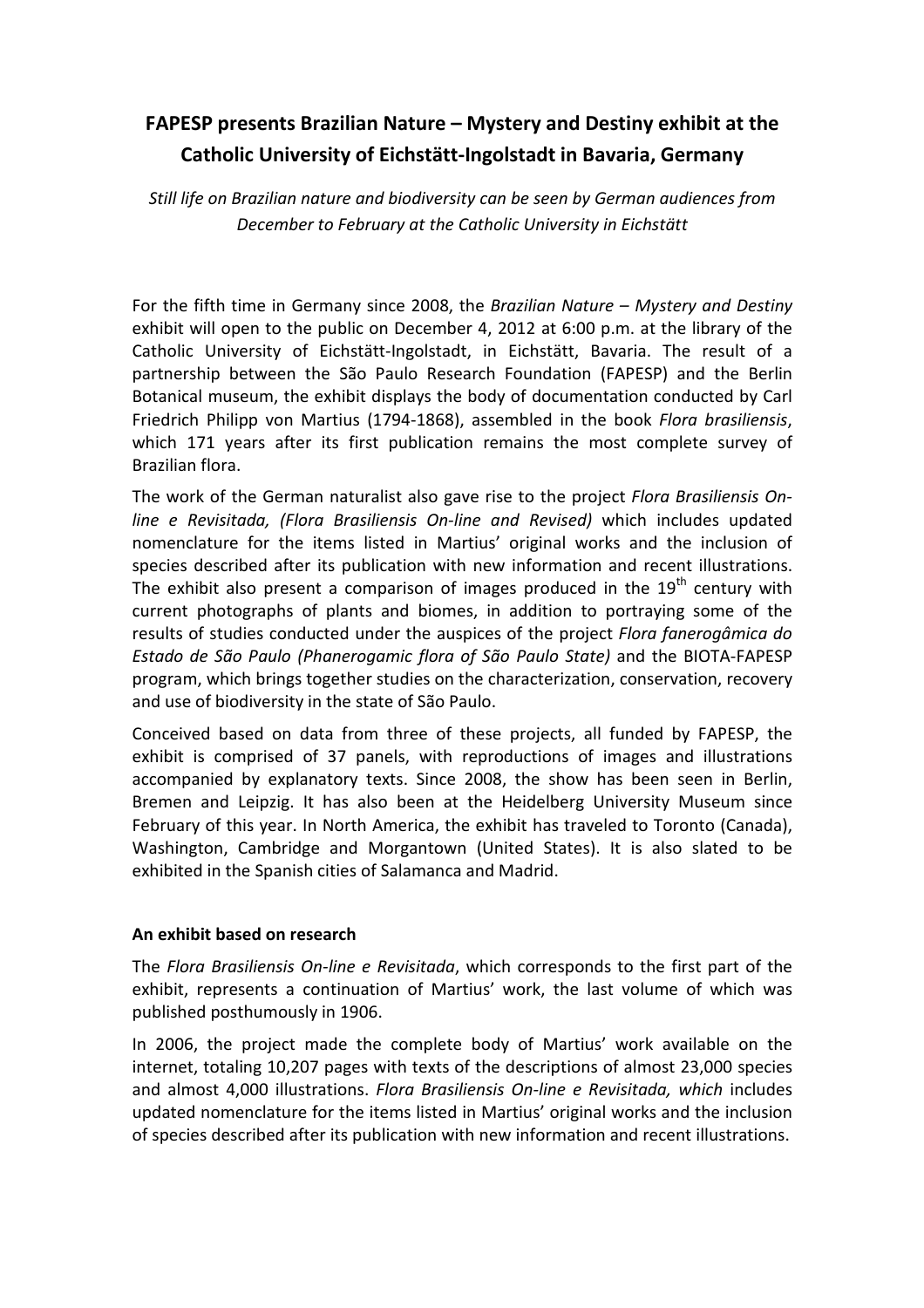# FAPESP presents Brazilian Nature – Mystery and Destiny exhibit at the Catholic University of Eichstätt-Ingolstadt in Bavaria, Germany

*Still life on Brazilian nature and biodiversity can be seen by German audiences from December to February at the Catholic University in Eichstätt*

For the fifth time in Germany since 2008, the *Brazilian Nature – Mystery and Destiny* exhibit will open to the public on December 4, 2012 at 6:00 p.m. at the library of the Catholic University of Eichstätt-Ingolstadt, in Eichstätt, Bavaria. The result of a partnership between the São Paulo Research Foundation (FAPESP) and the Berlin Botanical museum, the exhibit displays the body of documentation conducted by Carl Friedrich Philipp von Martius (1794-1868), assembled in the book *Flora brasiliensis*, which 171 years after its first publication remains the most complete survey of Brazilian flora.

The work of the German naturalist also gave rise to the project *Flora Brasiliensis On-line e Revisitada, (Flora Brasiliensis On-line and Revised)* which includes updated nomenclature for the items listed in Martius' original works and the inclusion of species described after its publication with new information and recent illustrations. The exhibit also present a comparison of images produced in the 19th century with current photographs of plants and biomes, in addition to portraying some of the results of studies conducted under the auspices of the project *Flora fanerogâmica do Estado de São Paulo (Phanerogamic flora of São Paulo State)* and the BIOTA-FAPESP program, which brings together studies on the characterization, conservation, recovery and use of biodiversity in the state of São Paulo.

Conceived based on data from three of these projects, all funded by FAPESP, the exhibit is comprised of 37 panels, with reproductions of images and illustrations accompanied by explanatory texts. Since 2008, the show has been seen in Berlin, Bremen and Leipzig. It has also been at the Heidelberg University Museum since February of this year. In North America, the exhibit has traveled to Toronto (Canada), Washington, Cambridge and Morgantown (United States). It is also slated to be exhibited in the Spanish cities of Salamanca and Madrid.

**An exhibit based on research**

The *Flora Brasiliensis On-line e Revisitada*, which corresponds to the first part of the exhibit, represents a continuation of Martius' work, the last volume of which was published posthumously in 1906.

In 2006, the project made the complete body of Martius' work available on the internet, totaling 10,207 pages with texts of the descriptions of almost 23,000 species and almost 4,000 illustrations. *Flora Brasiliensis On-line e Revisitada, which* includes updated nomenclature for the items listed in Martius' original works and the inclusion of species described after its publication with new information and recent illustrations.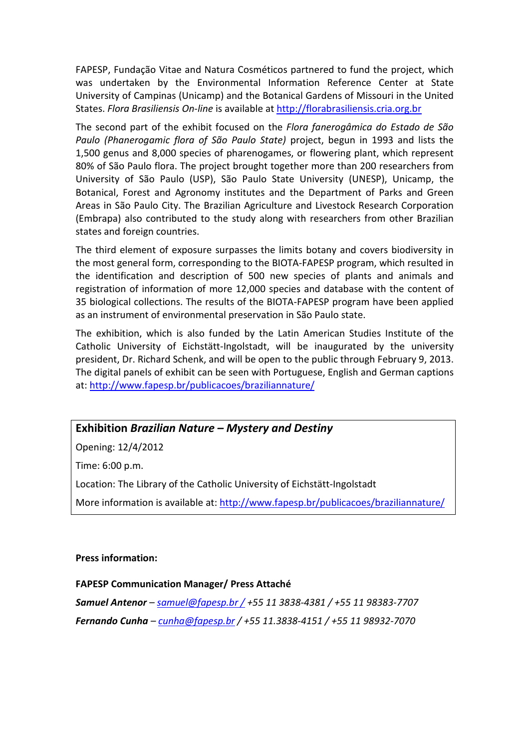FAPESP, Fundação Vitae and Natura Cosméticos partnered to fund the project, which was undertaken by the Environmental Information Reference Center at State University of Campinas (Unicamp) and the Botanical Gardens of Missouri in the United States. *Flora Brasiliensis On-line* is available at http://florabrasiliensis.cria.org.br

The second part of the exhibit focused on the *Flora fanerogâmica do Estado de São Paulo (Phanerogamic flora of São Paulo State)* project, begun in 1993 and lists the 1,500 genus and 8,000 species of pharenogames, or flowering plant, which represent 80% of São Paulo flora. The project brought together more than 200 researchers from University of São Paulo (USP), São Paulo State University (UNESP), Unicamp, the Botanical, Forest and Agronomy institutes and the Department of Parks and Green Areas in São Paulo City. The Brazilian Agriculture and Livestock Research Corporation (Embrapa) also contributed to the study along with researchers from other Brazilian states and foreign countries.

The third element of exposure surpasses the limits botany and covers biodiversity in the most general form, corresponding to the BIOTA-FAPESP program, which resulted in the identification and description of 500 new species of plants and animals and registration of information of more 12,000 species and database with the content of 35 biological collections. The results of the BIOTA-FAPESP program have been applied as an instrument of environmental preservation in São Paulo state.

The exhibition, which is also funded by the Latin American Studies Institute of the Catholic University of Eichstätt-Ingolstadt, will be inaugurated by the university president, Dr. Richard Schenk, and will be open to the public through February 9, 2013. The digital panels of exhibit can be seen with Portuguese, English and German captions at: http://www.fapesp.br/publicacoes/braziliannature/

**Exhibition *Brazilian Nature – Mystery and Destiny***

Opening: 12/4/2012

Time: 6:00 p.m.

Location: The Library of the Catholic University of Eichstätt-Ingolstadt

More information is available at: http://www.fapesp.br/publicacoes/braziliannature/

**Press information:**

**FAPESP Communication Manager/ Press Attaché**

***Samuel Antenor*** *– samuel@fapesp.br / +55 11 3838-4381 / +55 11 98383-7707*

***Fernando Cunha*** *– cunha@fapesp.br / +55 11.3838-4151 / +55 11 98932-7070*